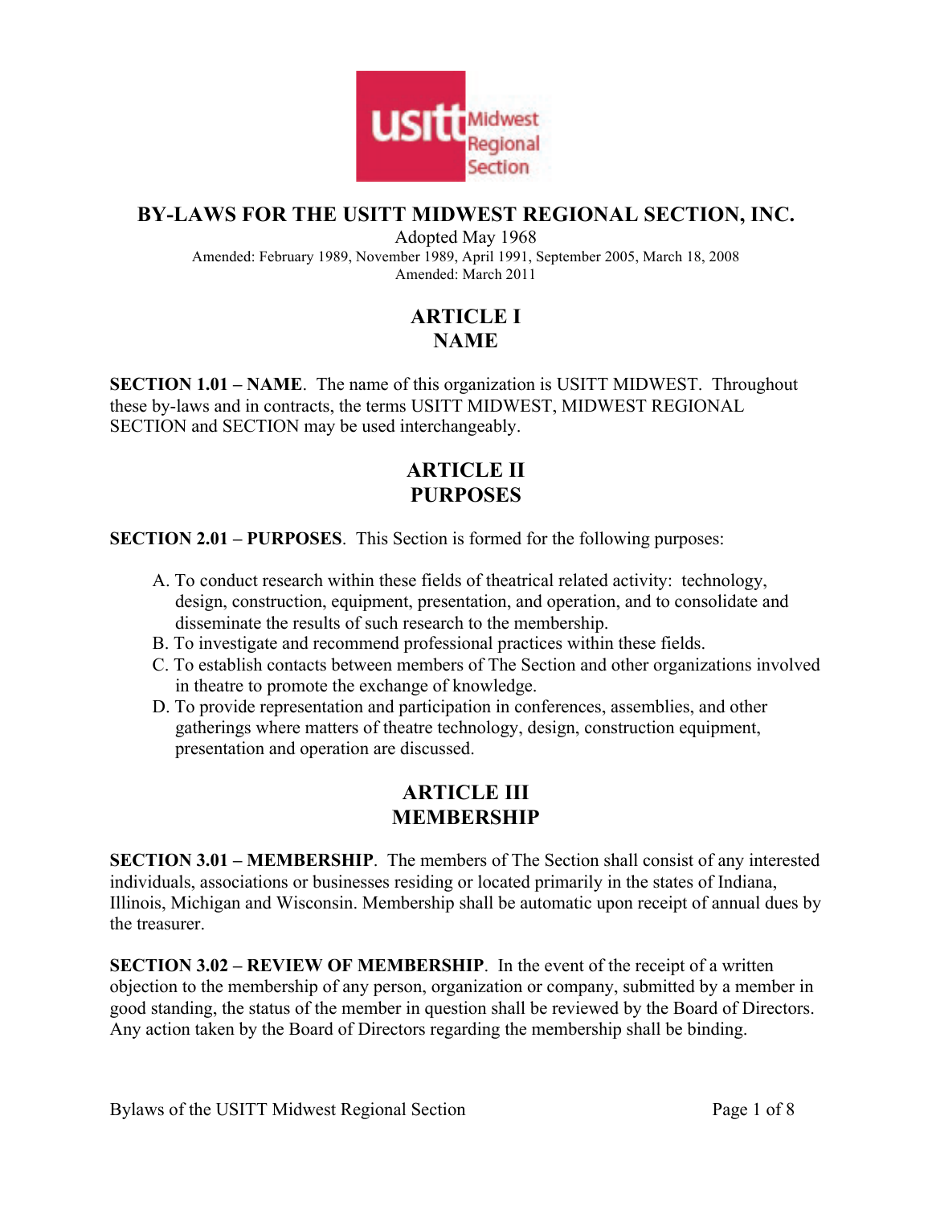# BY-LAWS FOR THE USITT MIDWEST REGIONAL SECTION, INC.

Adopted May 1968

Amended: February 1989, November 1989, April 1991, September 2005, March 18, 2008

Amended: March 2011

## ARTICLE I
## NAME

**SECTION 1.01 – NAME**. The name of this organization is USITT MIDWEST. Throughout these by-laws and in contracts, the terms USITT MIDWEST, MIDWEST REGIONAL SECTION and SECTION may be used interchangeably.

## ARTICLE II
## PURPOSES

**SECTION 2.01 – PURPOSES**. This Section is formed for the following purposes:

A. To conduct research within these fields of theatrical related activity: technology, design, construction, equipment, presentation, and operation, and to consolidate and disseminate the results of such research to the membership.
B. To investigate and recommend professional practices within these fields.
C. To establish contacts between members of The Section and other organizations involved in theatre to promote the exchange of knowledge.
D. To provide representation and participation in conferences, assemblies, and other gatherings where matters of theatre technology, design, construction equipment, presentation and operation are discussed.

## ARTICLE III
## MEMBERSHIP

**SECTION 3.01 – MEMBERSHIP**. The members of The Section shall consist of any interested individuals, associations or businesses residing or located primarily in the states of Indiana, Illinois, Michigan and Wisconsin. Membership shall be automatic upon receipt of annual dues by the treasurer.

**SECTION 3.02 – REVIEW OF MEMBERSHIP**. In the event of the receipt of a written objection to the membership of any person, organization or company, submitted by a member in good standing, the status of the member in question shall be reviewed by the Board of Directors. Any action taken by the Board of Directors regarding the membership shall be binding.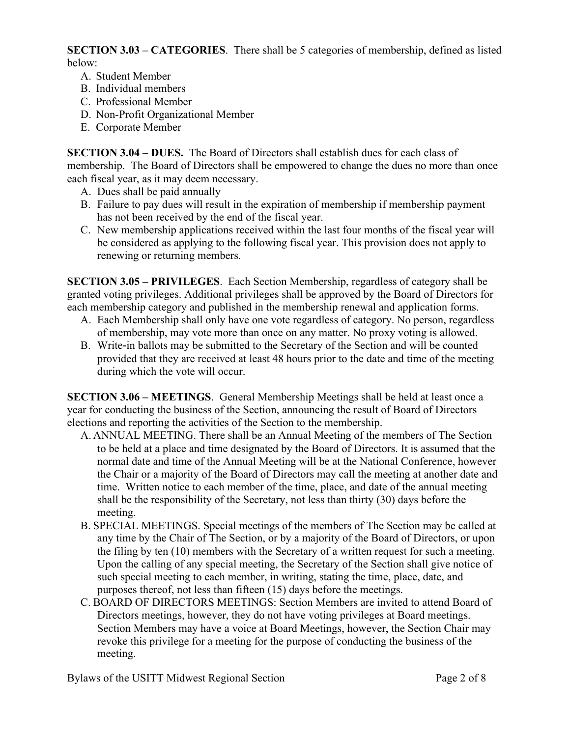**SECTION 3.03 – CATEGORIES**. There shall be 5 categories of membership, defined as listed below:

A. Student Member
B. Individual members
C. Professional Member
D. Non-Profit Organizational Member
E. Corporate Member

**SECTION 3.04 – DUES.** The Board of Directors shall establish dues for each class of membership. The Board of Directors shall be empowered to change the dues no more than once each fiscal year, as it may deem necessary.

A. Dues shall be paid annually
B. Failure to pay dues will result in the expiration of membership if membership payment has not been received by the end of the fiscal year.
C. New membership applications received within the last four months of the fiscal year will be considered as applying to the following fiscal year. This provision does not apply to renewing or returning members.

**SECTION 3.05 – PRIVILEGES**. Each Section Membership, regardless of category shall be granted voting privileges. Additional privileges shall be approved by the Board of Directors for each membership category and published in the membership renewal and application forms.

A. Each Membership shall only have one vote regardless of category. No person, regardless of membership, may vote more than once on any matter. No proxy voting is allowed.
B. Write-in ballots may be submitted to the Secretary of the Section and will be counted provided that they are received at least 48 hours prior to the date and time of the meeting during which the vote will occur.

**SECTION 3.06 – MEETINGS**. General Membership Meetings shall be held at least once a year for conducting the business of the Section, announcing the result of Board of Directors elections and reporting the activities of the Section to the membership.

A. ANNUAL MEETING. There shall be an Annual Meeting of the members of The Section to be held at a place and time designated by the Board of Directors. It is assumed that the normal date and time of the Annual Meeting will be at the National Conference, however the Chair or a majority of the Board of Directors may call the meeting at another date and time. Written notice to each member of the time, place, and date of the annual meeting shall be the responsibility of the Secretary, not less than thirty (30) days before the meeting.
B. SPECIAL MEETINGS. Special meetings of the members of The Section may be called at any time by the Chair of The Section, or by a majority of the Board of Directors, or upon the filing by ten (10) members with the Secretary of a written request for such a meeting. Upon the calling of any special meeting, the Secretary of the Section shall give notice of such special meeting to each member, in writing, stating the time, place, date, and purposes thereof, not less than fifteen (15) days before the meetings.
C. BOARD OF DIRECTORS MEETINGS: Section Members are invited to attend Board of Directors meetings, however, they do not have voting privileges at Board meetings. Section Members may have a voice at Board Meetings, however, the Section Chair may revoke this privilege for a meeting for the purpose of conducting the business of the meeting.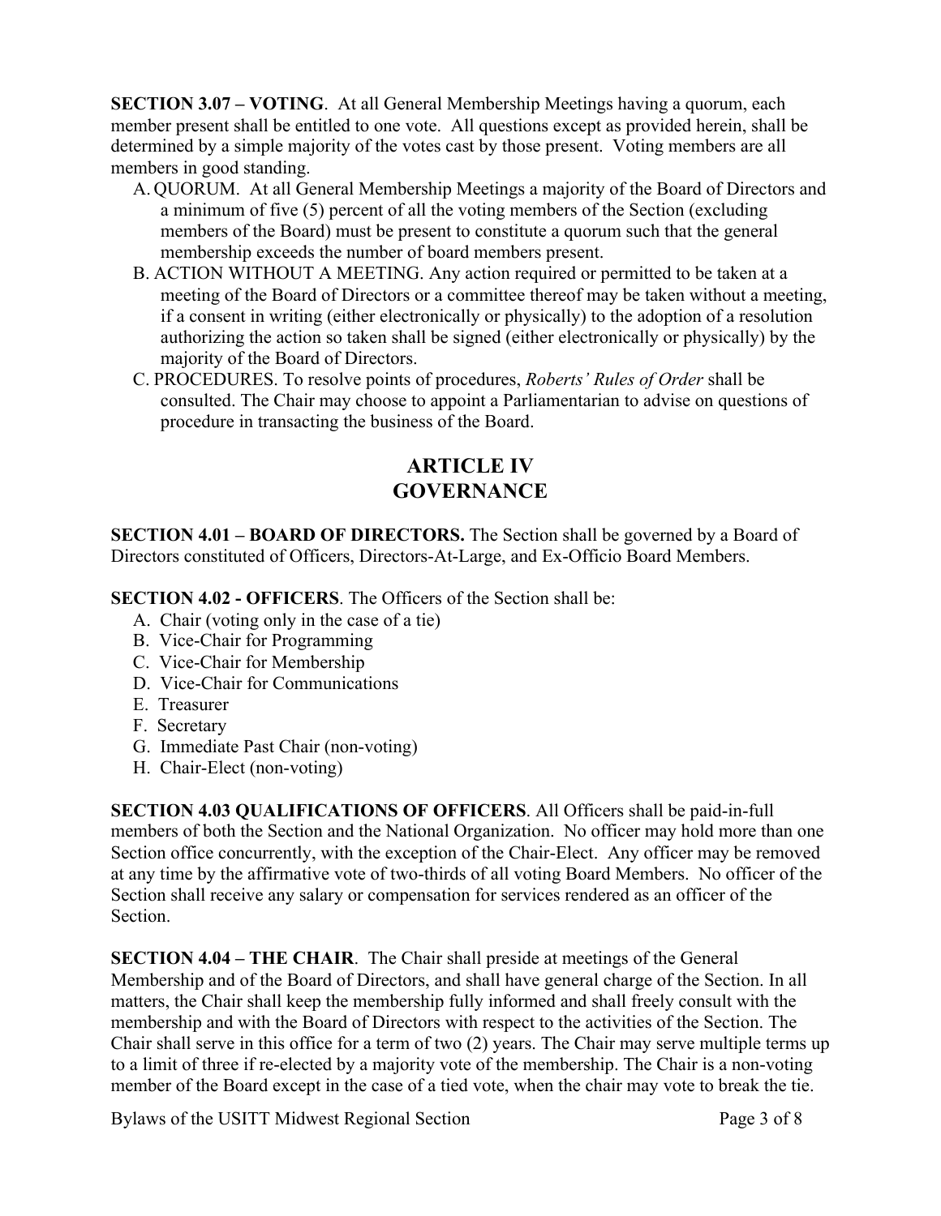**SECTION 3.07 – VOTING**. At all General Membership Meetings having a quorum, each member present shall be entitled to one vote. All questions except as provided herein, shall be determined by a simple majority of the votes cast by those present. Voting members are all members in good standing.

A. QUORUM. At all General Membership Meetings a majority of the Board of Directors and a minimum of five (5) percent of all the voting members of the Section (excluding members of the Board) must be present to constitute a quorum such that the general membership exceeds the number of board members present.

B. ACTION WITHOUT A MEETING. Any action required or permitted to be taken at a meeting of the Board of Directors or a committee thereof may be taken without a meeting, if a consent in writing (either electronically or physically) to the adoption of a resolution authorizing the action so taken shall be signed (either electronically or physically) by the majority of the Board of Directors.

C. PROCEDURES. To resolve points of procedures, *Roberts' Rules of Order* shall be consulted. The Chair may choose to appoint a Parliamentarian to advise on questions of procedure in transacting the business of the Board.

# ARTICLE IV
# GOVERNANCE

**SECTION 4.01 – BOARD OF DIRECTORS.** The Section shall be governed by a Board of Directors constituted of Officers, Directors-At-Large, and Ex-Officio Board Members.

**SECTION 4.02 - OFFICERS**. The Officers of the Section shall be:

A. Chair (voting only in the case of a tie)
B. Vice-Chair for Programming
C. Vice-Chair for Membership
D. Vice-Chair for Communications
E. Treasurer
F. Secretary
G. Immediate Past Chair (non-voting)
H. Chair-Elect (non-voting)

**SECTION 4.03 QUALIFICATIONS OF OFFICERS**. All Officers shall be paid-in-full members of both the Section and the National Organization. No officer may hold more than one Section office concurrently, with the exception of the Chair-Elect. Any officer may be removed at any time by the affirmative vote of two-thirds of all voting Board Members. No officer of the Section shall receive any salary or compensation for services rendered as an officer of the Section.

**SECTION 4.04 – THE CHAIR**. The Chair shall preside at meetings of the General Membership and of the Board of Directors, and shall have general charge of the Section. In all matters, the Chair shall keep the membership fully informed and shall freely consult with the membership and with the Board of Directors with respect to the activities of the Section. The Chair shall serve in this office for a term of two (2) years. The Chair may serve multiple terms up to a limit of three if re-elected by a majority vote of the membership. The Chair is a non-voting member of the Board except in the case of a tied vote, when the chair may vote to break the tie.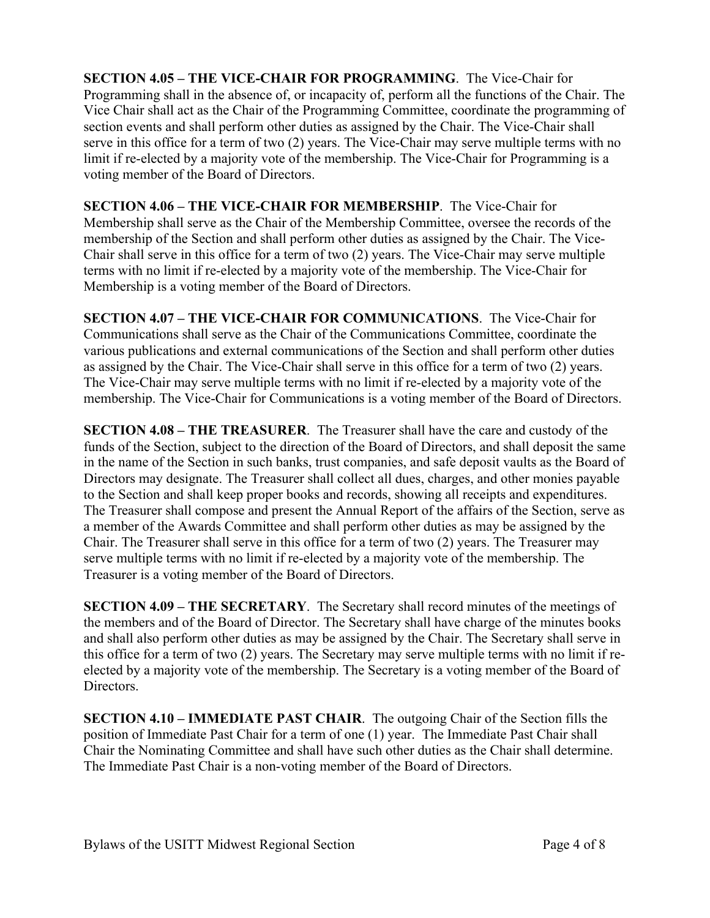**SECTION 4.05 – THE VICE-CHAIR FOR PROGRAMMING**. The Vice-Chair for Programming shall in the absence of, or incapacity of, perform all the functions of the Chair. The Vice Chair shall act as the Chair of the Programming Committee, coordinate the programming of section events and shall perform other duties as assigned by the Chair. The Vice-Chair shall serve in this office for a term of two (2) years. The Vice-Chair may serve multiple terms with no limit if re-elected by a majority vote of the membership. The Vice-Chair for Programming is a voting member of the Board of Directors.

**SECTION 4.06 – THE VICE-CHAIR FOR MEMBERSHIP**. The Vice-Chair for Membership shall serve as the Chair of the Membership Committee, oversee the records of the membership of the Section and shall perform other duties as assigned by the Chair. The Vice-Chair shall serve in this office for a term of two (2) years. The Vice-Chair may serve multiple terms with no limit if re-elected by a majority vote of the membership. The Vice-Chair for Membership is a voting member of the Board of Directors.

**SECTION 4.07 – THE VICE-CHAIR FOR COMMUNICATIONS**. The Vice-Chair for Communications shall serve as the Chair of the Communications Committee, coordinate the various publications and external communications of the Section and shall perform other duties as assigned by the Chair. The Vice-Chair shall serve in this office for a term of two (2) years. The Vice-Chair may serve multiple terms with no limit if re-elected by a majority vote of the membership. The Vice-Chair for Communications is a voting member of the Board of Directors.

**SECTION 4.08 – THE TREASURER**. The Treasurer shall have the care and custody of the funds of the Section, subject to the direction of the Board of Directors, and shall deposit the same in the name of the Section in such banks, trust companies, and safe deposit vaults as the Board of Directors may designate. The Treasurer shall collect all dues, charges, and other monies payable to the Section and shall keep proper books and records, showing all receipts and expenditures. The Treasurer shall compose and present the Annual Report of the affairs of the Section, serve as a member of the Awards Committee and shall perform other duties as may be assigned by the Chair. The Treasurer shall serve in this office for a term of two (2) years. The Treasurer may serve multiple terms with no limit if re-elected by a majority vote of the membership. The Treasurer is a voting member of the Board of Directors.

**SECTION 4.09 – THE SECRETARY**. The Secretary shall record minutes of the meetings of the members and of the Board of Director. The Secretary shall have charge of the minutes books and shall also perform other duties as may be assigned by the Chair. The Secretary shall serve in this office for a term of two (2) years. The Secretary may serve multiple terms with no limit if re-elected by a majority vote of the membership. The Secretary is a voting member of the Board of Directors.

**SECTION 4.10 – IMMEDIATE PAST CHAIR**. The outgoing Chair of the Section fills the position of Immediate Past Chair for a term of one (1) year. The Immediate Past Chair shall Chair the Nominating Committee and shall have such other duties as the Chair shall determine. The Immediate Past Chair is a non-voting member of the Board of Directors.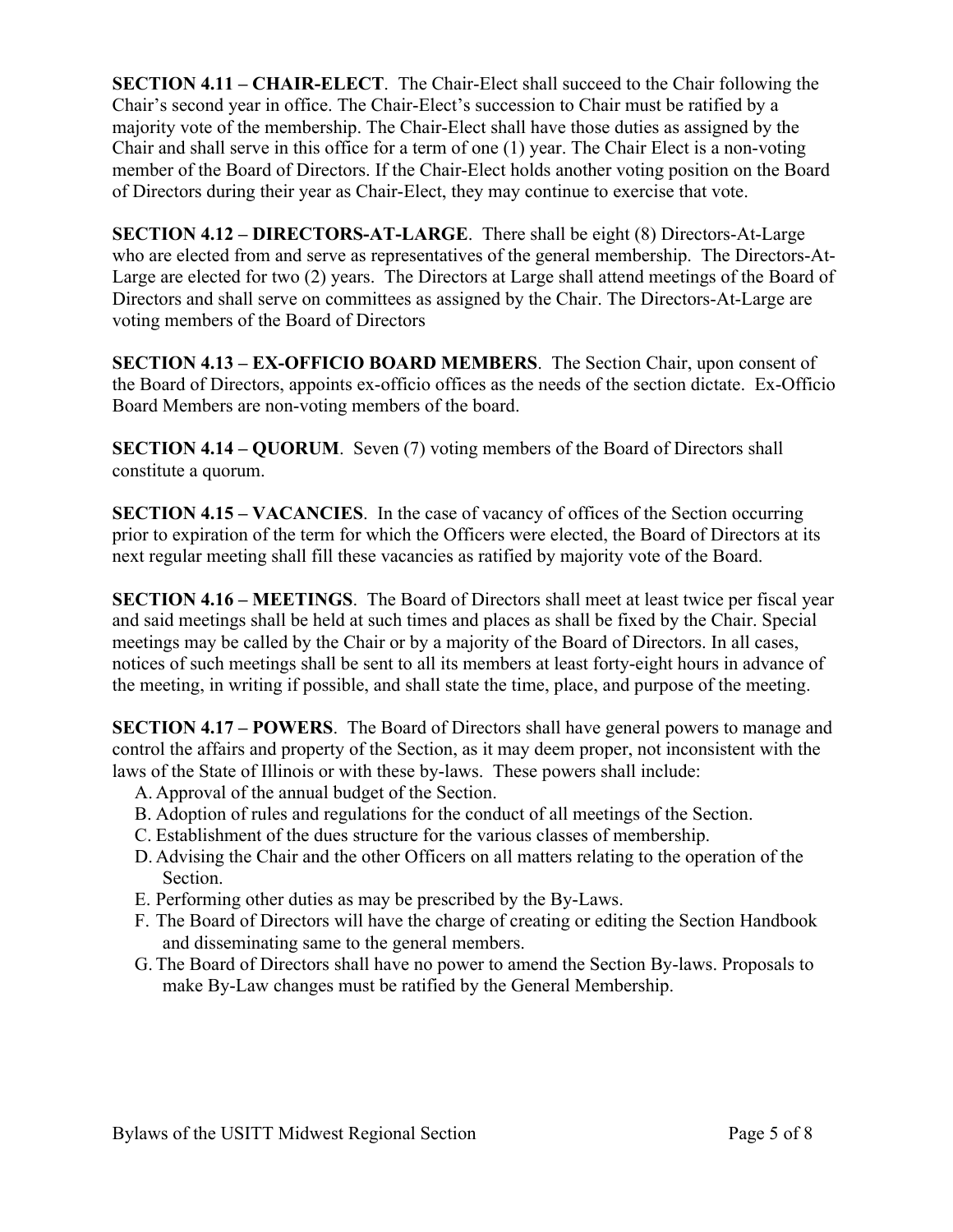**SECTION 4.11 – CHAIR-ELECT**. The Chair-Elect shall succeed to the Chair following the Chair's second year in office. The Chair-Elect's succession to Chair must be ratified by a majority vote of the membership. The Chair-Elect shall have those duties as assigned by the Chair and shall serve in this office for a term of one (1) year. The Chair Elect is a non-voting member of the Board of Directors. If the Chair-Elect holds another voting position on the Board of Directors during their year as Chair-Elect, they may continue to exercise that vote.

**SECTION 4.12 – DIRECTORS-AT-LARGE**. There shall be eight (8) Directors-At-Large who are elected from and serve as representatives of the general membership. The Directors-At-Large are elected for two (2) years. The Directors at Large shall attend meetings of the Board of Directors and shall serve on committees as assigned by the Chair. The Directors-At-Large are voting members of the Board of Directors

**SECTION 4.13 – EX-OFFICIO BOARD MEMBERS**. The Section Chair, upon consent of the Board of Directors, appoints ex-officio offices as the needs of the section dictate. Ex-Officio Board Members are non-voting members of the board.

**SECTION 4.14 – QUORUM**. Seven (7) voting members of the Board of Directors shall constitute a quorum.

**SECTION 4.15 – VACANCIES**. In the case of vacancy of offices of the Section occurring prior to expiration of the term for which the Officers were elected, the Board of Directors at its next regular meeting shall fill these vacancies as ratified by majority vote of the Board.

**SECTION 4.16 – MEETINGS**. The Board of Directors shall meet at least twice per fiscal year and said meetings shall be held at such times and places as shall be fixed by the Chair. Special meetings may be called by the Chair or by a majority of the Board of Directors. In all cases, notices of such meetings shall be sent to all its members at least forty-eight hours in advance of the meeting, in writing if possible, and shall state the time, place, and purpose of the meeting.

**SECTION 4.17 – POWERS**. The Board of Directors shall have general powers to manage and control the affairs and property of the Section, as it may deem proper, not inconsistent with the laws of the State of Illinois or with these by-laws. These powers shall include:

A. Approval of the annual budget of the Section.
B. Adoption of rules and regulations for the conduct of all meetings of the Section.
C. Establishment of the dues structure for the various classes of membership.
D. Advising the Chair and the other Officers on all matters relating to the operation of the Section.
E. Performing other duties as may be prescribed by the By-Laws.
F. The Board of Directors will have the charge of creating or editing the Section Handbook and disseminating same to the general members.
G. The Board of Directors shall have no power to amend the Section By-laws. Proposals to make By-Law changes must be ratified by the General Membership.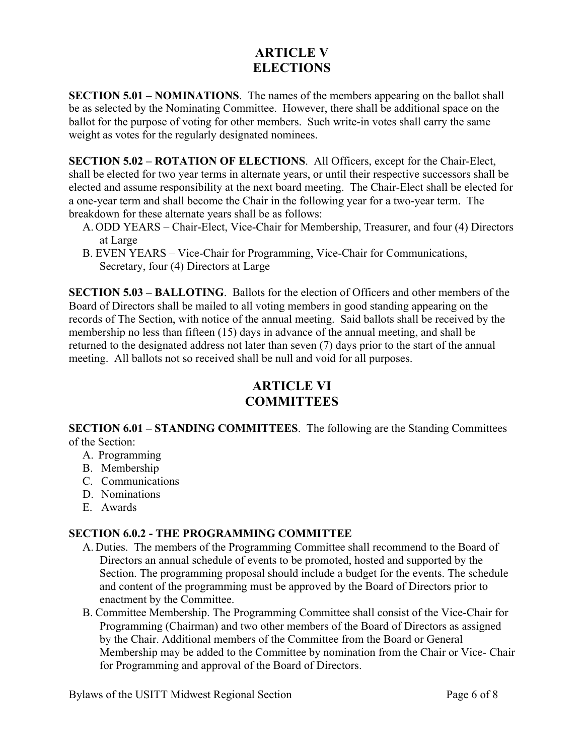# ARTICLE V
# ELECTIONS

**SECTION 5.01 – NOMINATIONS**. The names of the members appearing on the ballot shall be as selected by the Nominating Committee. However, there shall be additional space on the ballot for the purpose of voting for other members. Such write-in votes shall carry the same weight as votes for the regularly designated nominees.

**SECTION 5.02 – ROTATION OF ELECTIONS**. All Officers, except for the Chair-Elect, shall be elected for two year terms in alternate years, or until their respective successors shall be elected and assume responsibility at the next board meeting. The Chair-Elect shall be elected for a one-year term and shall become the Chair in the following year for a two-year term. The breakdown for these alternate years shall be as follows:

A. ODD YEARS – Chair-Elect, Vice-Chair for Membership, Treasurer, and four (4) Directors at Large
B. EVEN YEARS – Vice-Chair for Programming, Vice-Chair for Communications, Secretary, four (4) Directors at Large

**SECTION 5.03 – BALLOTING**. Ballots for the election of Officers and other members of the Board of Directors shall be mailed to all voting members in good standing appearing on the records of The Section, with notice of the annual meeting. Said ballots shall be received by the membership no less than fifteen (15) days in advance of the annual meeting, and shall be returned to the designated address not later than seven (7) days prior to the start of the annual meeting. All ballots not so received shall be null and void for all purposes.

# ARTICLE VI
# COMMITTEES

**SECTION 6.01 – STANDING COMMITTEES**. The following are the Standing Committees of the Section:

A. Programming
B. Membership
C. Communications
D. Nominations
E. Awards

**SECTION 6.0.2 - THE PROGRAMMING COMMITTEE**

A. Duties. The members of the Programming Committee shall recommend to the Board of Directors an annual schedule of events to be promoted, hosted and supported by the Section. The programming proposal should include a budget for the events. The schedule and content of the programming must be approved by the Board of Directors prior to enactment by the Committee.
B. Committee Membership. The Programming Committee shall consist of the Vice-Chair for Programming (Chairman) and two other members of the Board of Directors as assigned by the Chair. Additional members of the Committee from the Board or General Membership may be added to the Committee by nomination from the Chair or Vice- Chair for Programming and approval of the Board of Directors.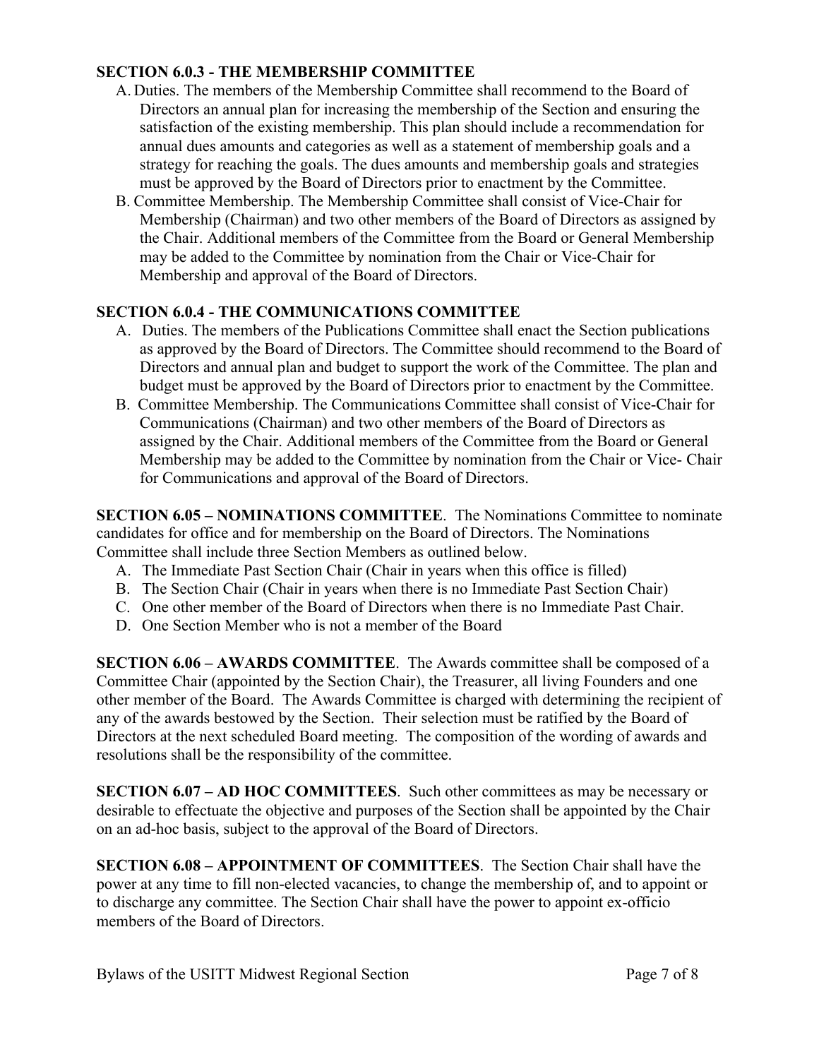**SECTION 6.0.3 - THE MEMBERSHIP COMMITTEE**

A. Duties. The members of the Membership Committee shall recommend to the Board of Directors an annual plan for increasing the membership of the Section and ensuring the satisfaction of the existing membership. This plan should include a recommendation for annual dues amounts and categories as well as a statement of membership goals and a strategy for reaching the goals. The dues amounts and membership goals and strategies must be approved by the Board of Directors prior to enactment by the Committee.

B. Committee Membership. The Membership Committee shall consist of Vice-Chair for Membership (Chairman) and two other members of the Board of Directors as assigned by the Chair. Additional members of the Committee from the Board or General Membership may be added to the Committee by nomination from the Chair or Vice-Chair for Membership and approval of the Board of Directors.

**SECTION 6.0.4 - THE COMMUNICATIONS COMMITTEE**

A. Duties. The members of the Publications Committee shall enact the Section publications as approved by the Board of Directors. The Committee should recommend to the Board of Directors and annual plan and budget to support the work of the Committee. The plan and budget must be approved by the Board of Directors prior to enactment by the Committee.

B. Committee Membership. The Communications Committee shall consist of Vice-Chair for Communications (Chairman) and two other members of the Board of Directors as assigned by the Chair. Additional members of the Committee from the Board or General Membership may be added to the Committee by nomination from the Chair or Vice- Chair for Communications and approval of the Board of Directors.

**SECTION 6.05 – NOMINATIONS COMMITTEE**. The Nominations Committee to nominate candidates for office and for membership on the Board of Directors. The Nominations Committee shall include three Section Members as outlined below.

A. The Immediate Past Section Chair (Chair in years when this office is filled)
B. The Section Chair (Chair in years when there is no Immediate Past Section Chair)
C. One other member of the Board of Directors when there is no Immediate Past Chair.
D. One Section Member who is not a member of the Board

**SECTION 6.06 – AWARDS COMMITTEE**. The Awards committee shall be composed of a Committee Chair (appointed by the Section Chair), the Treasurer, all living Founders and one other member of the Board. The Awards Committee is charged with determining the recipient of any of the awards bestowed by the Section. Their selection must be ratified by the Board of Directors at the next scheduled Board meeting. The composition of the wording of awards and resolutions shall be the responsibility of the committee.

**SECTION 6.07 – AD HOC COMMITTEES**. Such other committees as may be necessary or desirable to effectuate the objective and purposes of the Section shall be appointed by the Chair on an ad-hoc basis, subject to the approval of the Board of Directors.

**SECTION 6.08 – APPOINTMENT OF COMMITTEES**. The Section Chair shall have the power at any time to fill non-elected vacancies, to change the membership of, and to appoint or to discharge any committee. The Section Chair shall have the power to appoint ex-officio members of the Board of Directors.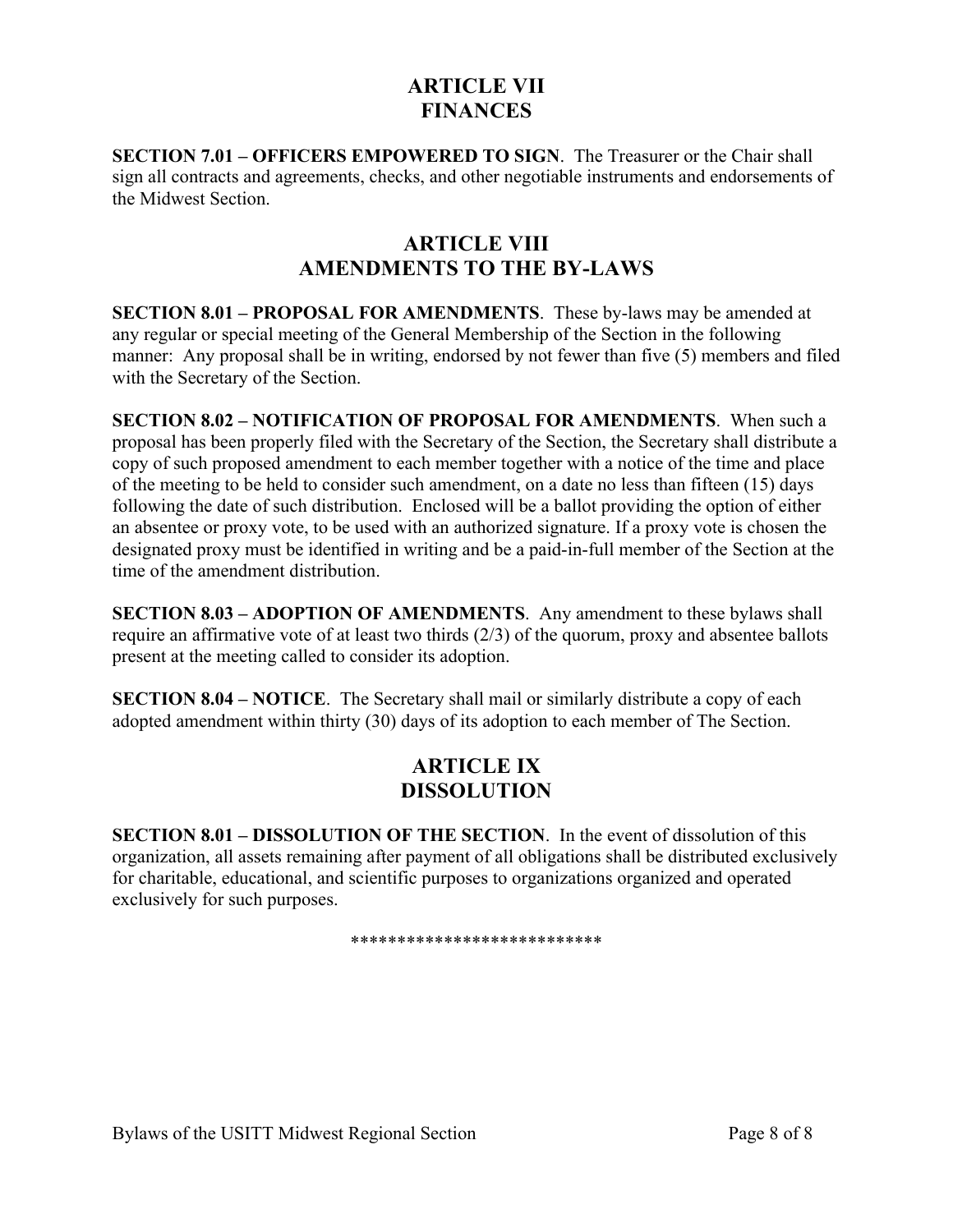# ARTICLE VII
# FINANCES

**SECTION 7.01 – OFFICERS EMPOWERED TO SIGN**. The Treasurer or the Chair shall sign all contracts and agreements, checks, and other negotiable instruments and endorsements of the Midwest Section.

# ARTICLE VIII
# AMENDMENTS TO THE BY-LAWS

**SECTION 8.01 – PROPOSAL FOR AMENDMENTS**. These by-laws may be amended at any regular or special meeting of the General Membership of the Section in the following manner: Any proposal shall be in writing, endorsed by not fewer than five (5) members and filed with the Secretary of the Section.

**SECTION 8.02 – NOTIFICATION OF PROPOSAL FOR AMENDMENTS**. When such a proposal has been properly filed with the Secretary of the Section, the Secretary shall distribute a copy of such proposed amendment to each member together with a notice of the time and place of the meeting to be held to consider such amendment, on a date no less than fifteen (15) days following the date of such distribution. Enclosed will be a ballot providing the option of either an absentee or proxy vote, to be used with an authorized signature. If a proxy vote is chosen the designated proxy must be identified in writing and be a paid-in-full member of the Section at the time of the amendment distribution.

**SECTION 8.03 – ADOPTION OF AMENDMENTS**. Any amendment to these bylaws shall require an affirmative vote of at least two thirds (2/3) of the quorum, proxy and absentee ballots present at the meeting called to consider its adoption.

**SECTION 8.04 – NOTICE**. The Secretary shall mail or similarly distribute a copy of each adopted amendment within thirty (30) days of its adoption to each member of The Section.

# ARTICLE IX
# DISSOLUTION

**SECTION 8.01 – DISSOLUTION OF THE SECTION**. In the event of dissolution of this organization, all assets remaining after payment of all obligations shall be distributed exclusively for charitable, educational, and scientific purposes to organizations organized and operated exclusively for such purposes.

***************************